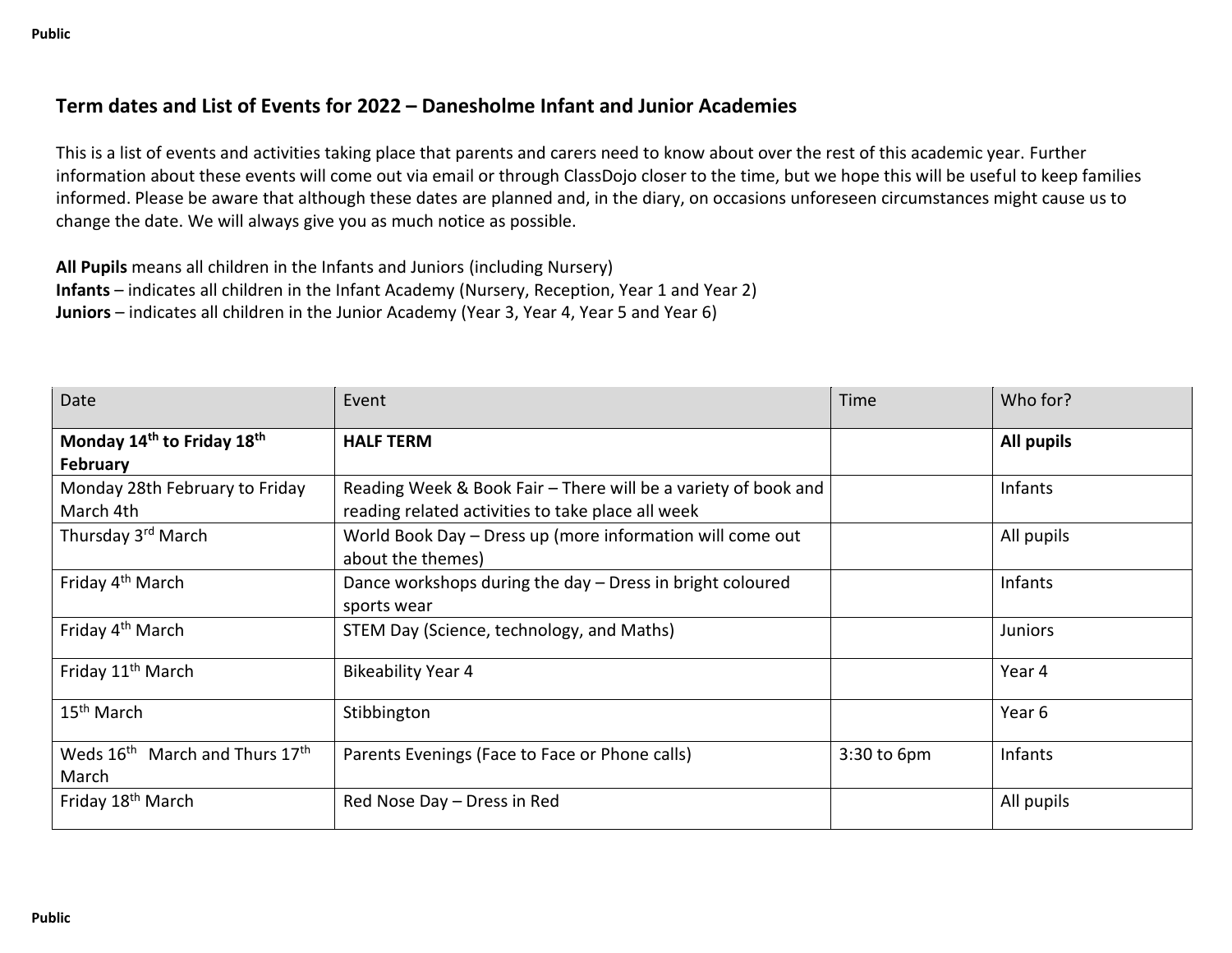## Term dates and List of Events for 2022 – Danesholme Infant and Junior Academies

This is a list of events and activities taking place that parents and carers need to know about over the rest of this academic year. Further information about these events will come out via email or through ClassDojo closer to the time, but we hope this will be useful to keep families informed. Please be aware that although these dates are planned and, in the diary, on occasions unforeseen circumstances might cause us to change the date. We will always give you as much notice as possible.

**All Pupils** means all children in the Infants and Juniors (including Nursery)
**Infants** – indicates all children in the Infant Academy (Nursery, Reception, Year 1 and Year 2)
**Juniors** – indicates all children in the Junior Academy (Year 3, Year 4, Year 5 and Year 6)

| Date | Event | Time | Who for? |
|---|---|---|---|
| **Monday 14th to Friday 18th February** | **HALF TERM** | | **All pupils** |
| Monday 28th February to Friday March 4th | Reading Week & Book Fair – There will be a variety of book and reading related activities to take place all week | | Infants |
| Thursday 3rd March | World Book Day – Dress up (more information will come out about the themes) | | All pupils |
| Friday 4th March | Dance workshops during the day – Dress in bright coloured sports wear | | Infants |
| Friday 4th March | STEM Day (Science, technology, and Maths) | | Juniors |
| Friday 11th March | Bikeability Year 4 | | Year 4 |
| 15th March | Stibbington | | Year 6 |
| Weds 16th March and Thurs 17th March | Parents Evenings (Face to Face or Phone calls) | 3:30 to 6pm | Infants |
| Friday 18th March | Red Nose Day – Dress in Red | | All pupils |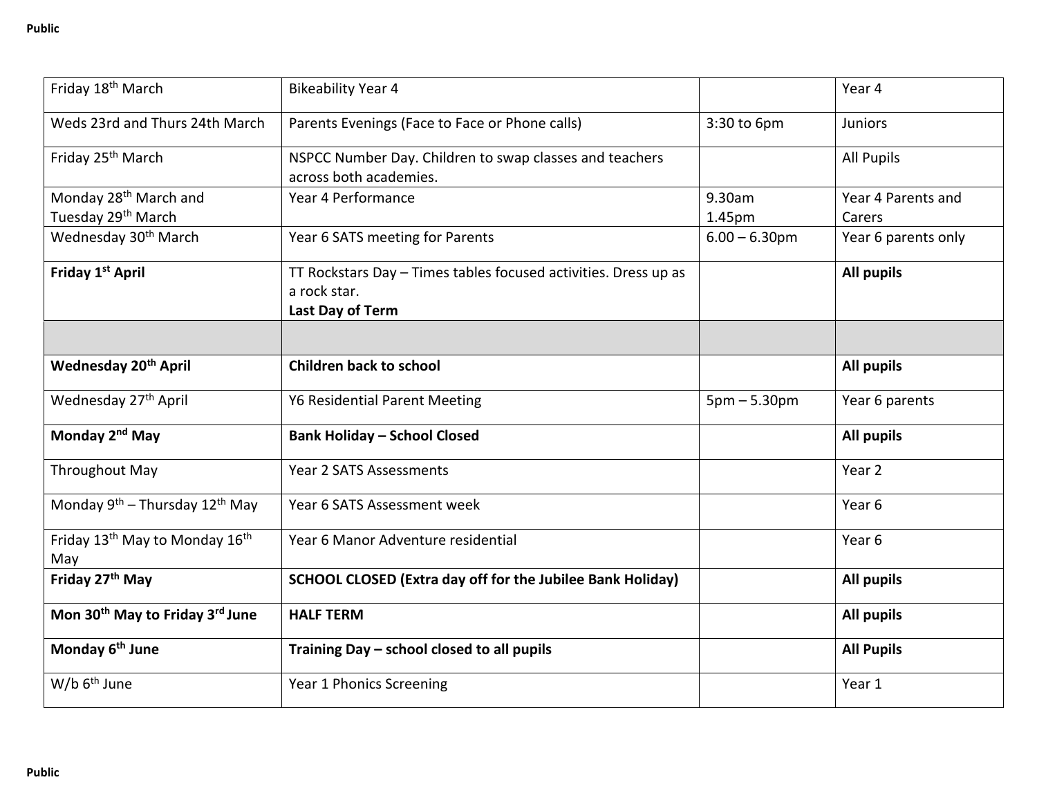| Friday 18th March | Bikeability Year 4 | | Year 4 |
|---|---|---|---|
| Weds 23rd and Thurs 24th March | Parents Evenings (Face to Face or Phone calls) | 3:30 to 6pm | Juniors |
| Friday 25th March | NSPCC Number Day. Children to swap classes and teachers across both academies. | | All Pupils |
| Monday 28th March and Tuesday 29th March | Year 4 Performance | 9.30am 1.45pm | Year 4 Parents and Carers |
| Wednesday 30th March | Year 6 SATS meeting for Parents | 6.00 – 6.30pm | Year 6 parents only |
| **Friday 1st April** | TT Rockstars Day – Times tables focused activities. Dress up as a rock star. **Last Day of Term** | | **All pupils** |
| | | | |
| **Wednesday 20th April** | **Children back to school** | | **All pupils** |
| Wednesday 27th April | Y6 Residential Parent Meeting | 5pm – 5.30pm | Year 6 parents |
| **Monday 2nd May** | **Bank Holiday – School Closed** | | **All pupils** |
| Throughout May | Year 2 SATS Assessments | | Year 2 |
| Monday 9th – Thursday 12th May | Year 6 SATS Assessment week | | Year 6 |
| Friday 13th May to Monday 16th May | Year 6 Manor Adventure residential | | Year 6 |
| **Friday 27th May** | **SCHOOL CLOSED (Extra day off for the Jubilee Bank Holiday)** | | **All pupils** |
| **Mon 30th May to Friday 3rd June** | **HALF TERM** | | **All pupils** |
| **Monday 6th June** | **Training Day – school closed to all pupils** | | **All Pupils** |
| W/b 6th June | Year 1 Phonics Screening | | Year 1 |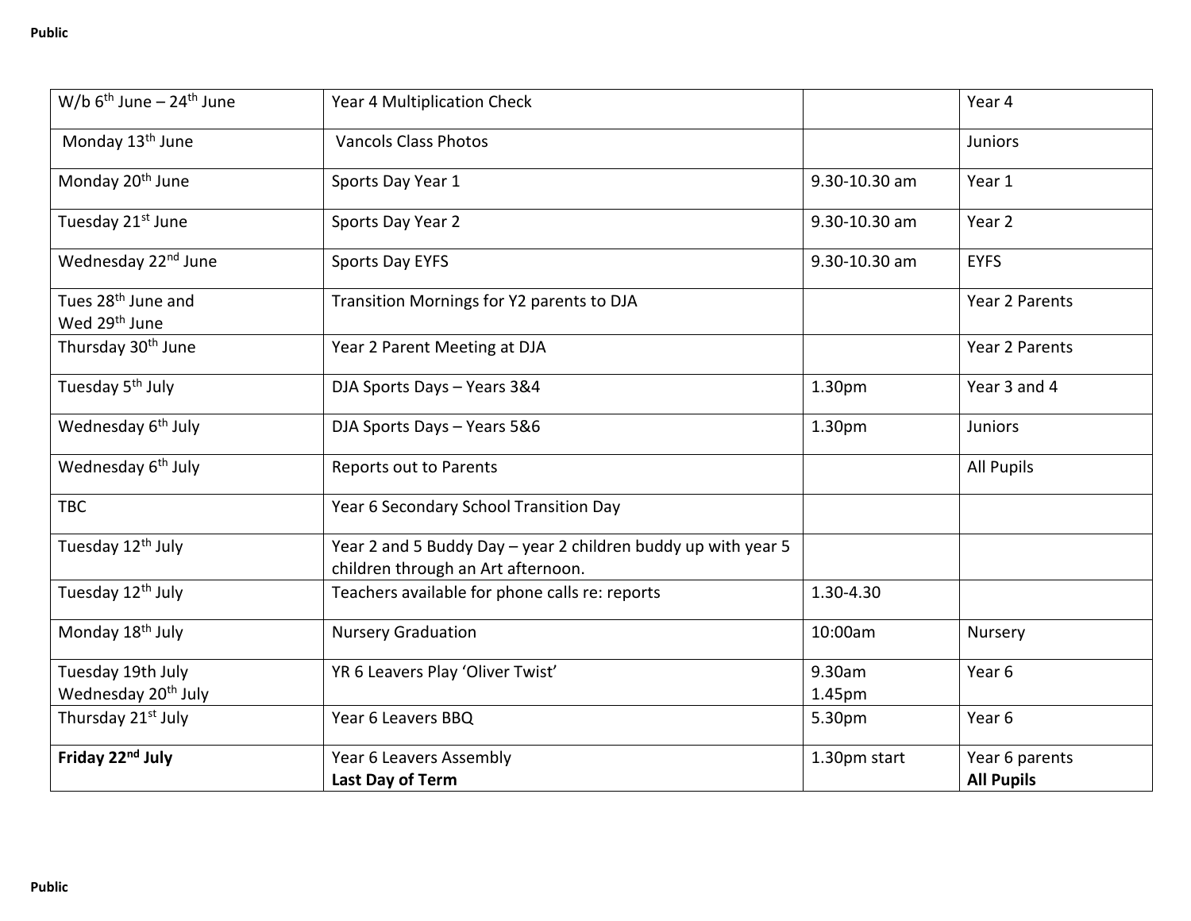| | | | |
|---|---|---|---|
| W/b 6th June – 24th June | Year 4 Multiplication Check | | Year 4 |
| Monday 13th June | Vancols Class Photos | | Juniors |
| Monday 20th June | Sports Day Year 1 | 9.30-10.30 am | Year 1 |
| Tuesday 21st June | Sports Day Year 2 | 9.30-10.30 am | Year 2 |
| Wednesday 22nd June | Sports Day EYFS | 9.30-10.30 am | EYFS |
| Tues 28th June and Wed 29th June | Transition Mornings for Y2 parents to DJA | | Year 2 Parents |
| Thursday 30th June | Year 2 Parent Meeting at DJA | | Year 2 Parents |
| Tuesday 5th July | DJA Sports Days – Years 3&4 | 1.30pm | Year 3 and 4 |
| Wednesday 6th July | DJA Sports Days – Years 5&6 | 1.30pm | Juniors |
| Wednesday 6th July | Reports out to Parents | | All Pupils |
| TBC | Year 6 Secondary School Transition Day | | |
| Tuesday 12th July | Year 2 and 5 Buddy Day – year 2 children buddy up with year 5 children through an Art afternoon. | | |
| Tuesday 12th July | Teachers available for phone calls re: reports | 1.30-4.30 | |
| Monday 18th July | Nursery Graduation | 10:00am | Nursery |
| Tuesday 19th July<br>Wednesday 20th July | YR 6 Leavers Play 'Oliver Twist' | 9.30am<br>1.45pm | Year 6 |
| Thursday 21st July | Year 6 Leavers BBQ | 5.30pm | Year 6 |
| **Friday 22nd July** | Year 6 Leavers Assembly<br>**Last Day of Term** | 1.30pm start | Year 6 parents<br>**All Pupils** |